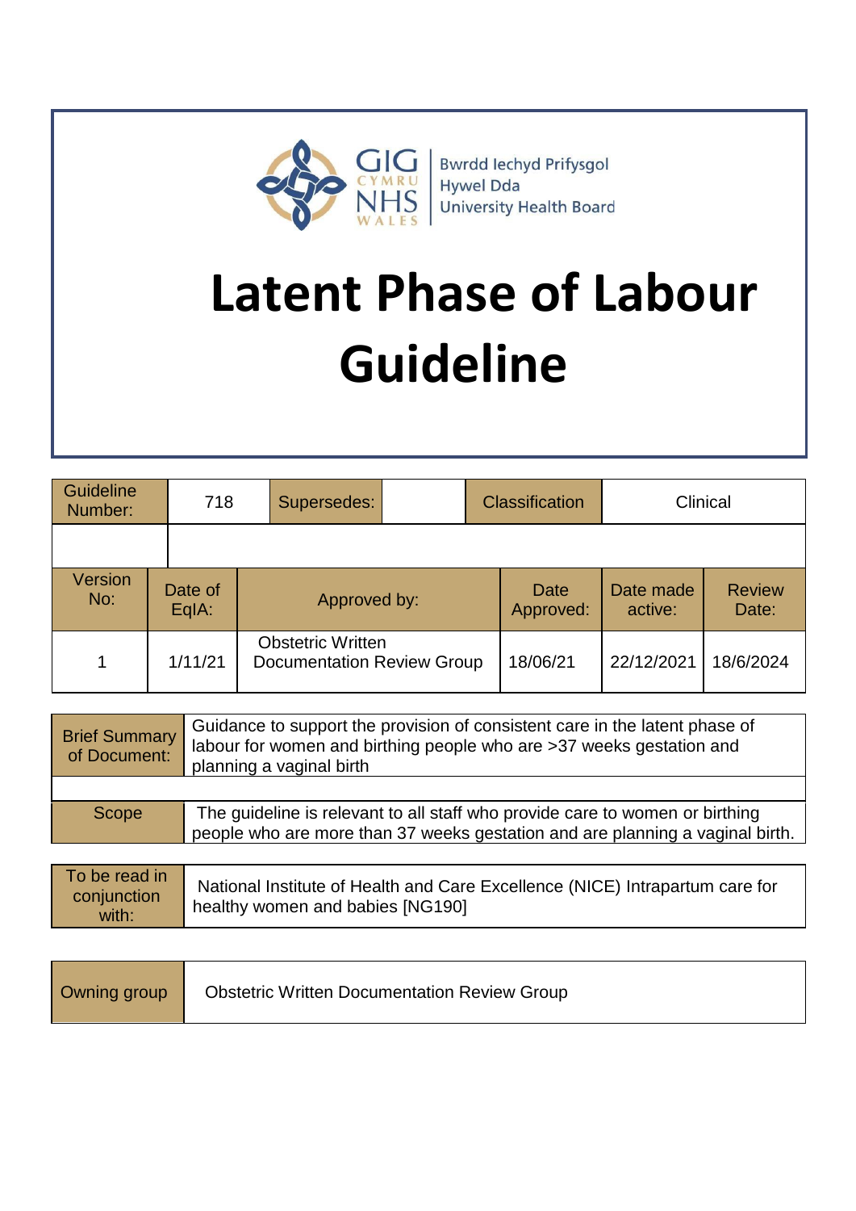Bwrdd Iechyd Prifysgol Hywel Dda University Health Board

# Latent Phase of Labour Guideline

| Guideline Number: | 718 | Supersedes: | | Classification | Clinical |
|---|---|---|---|---|---|
| | | | | | |

| Version No: | Date of EqIA: | Approved by: | Date Approved: | Date made active: | Review Date: |
|---|---|---|---|---|---|
| 1 | 1/11/21 | Obstetric Written Documentation Review Group | 18/06/21 | 22/12/2021 | 18/6/2024 |

| Brief Summary of Document: | Guidance to support the provision of consistent care in the latent phase of labour for women and birthing people who are >37 weeks gestation and planning a vaginal birth |
|---|---|
| | |
| Scope | The guideline is relevant to all staff who provide care to women or birthing people who are more than 37 weeks gestation and are planning a vaginal birth. |

| To be read in conjunction with: | National Institute of Health and Care Excellence (NICE) Intrapartum care for healthy women and babies [NG190] |
|---|---|

| Owning group | Obstetric Written Documentation Review Group |
|---|---|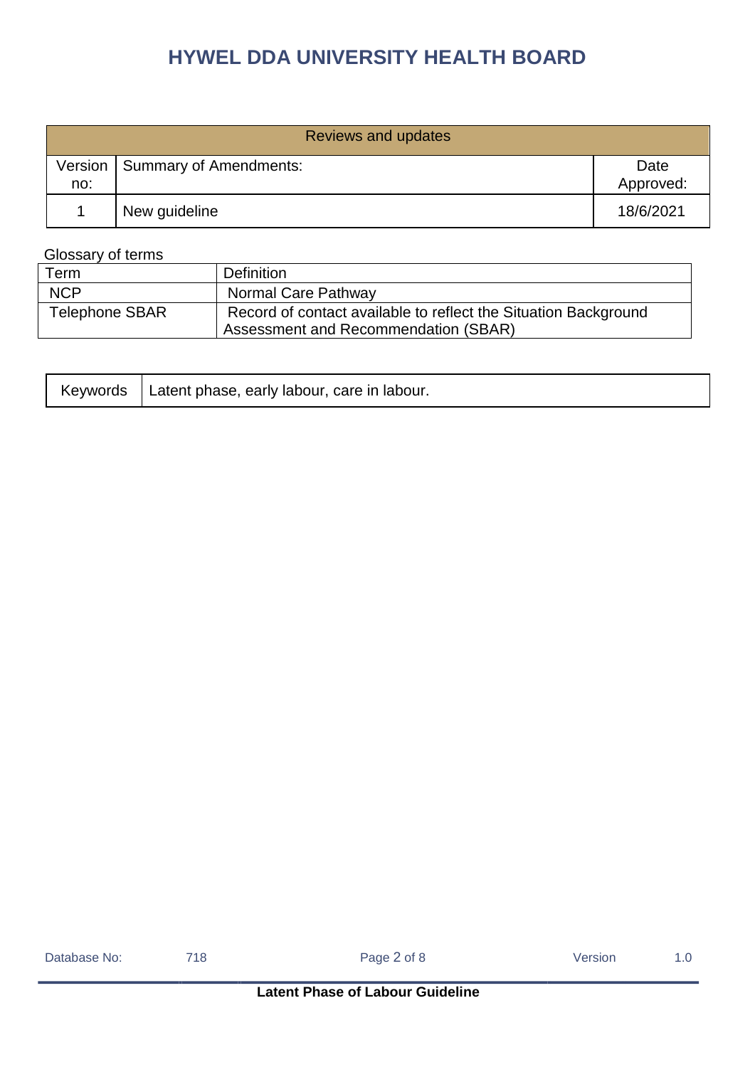| Reviews and updates | | |
|---|---|---|
| Version no: | Summary of Amendments: | Date Approved: |
| 1 | New guideline | 18/6/2021 |

Glossary of terms

| Term | Definition |
|---|---|
| NCP | Normal Care Pathway |
| Telephone SBAR | Record of contact available to reflect the Situation Background Assessment and Recommendation (SBAR) |

| Keywords | Latent phase, early labour, care in labour. |
|---|---|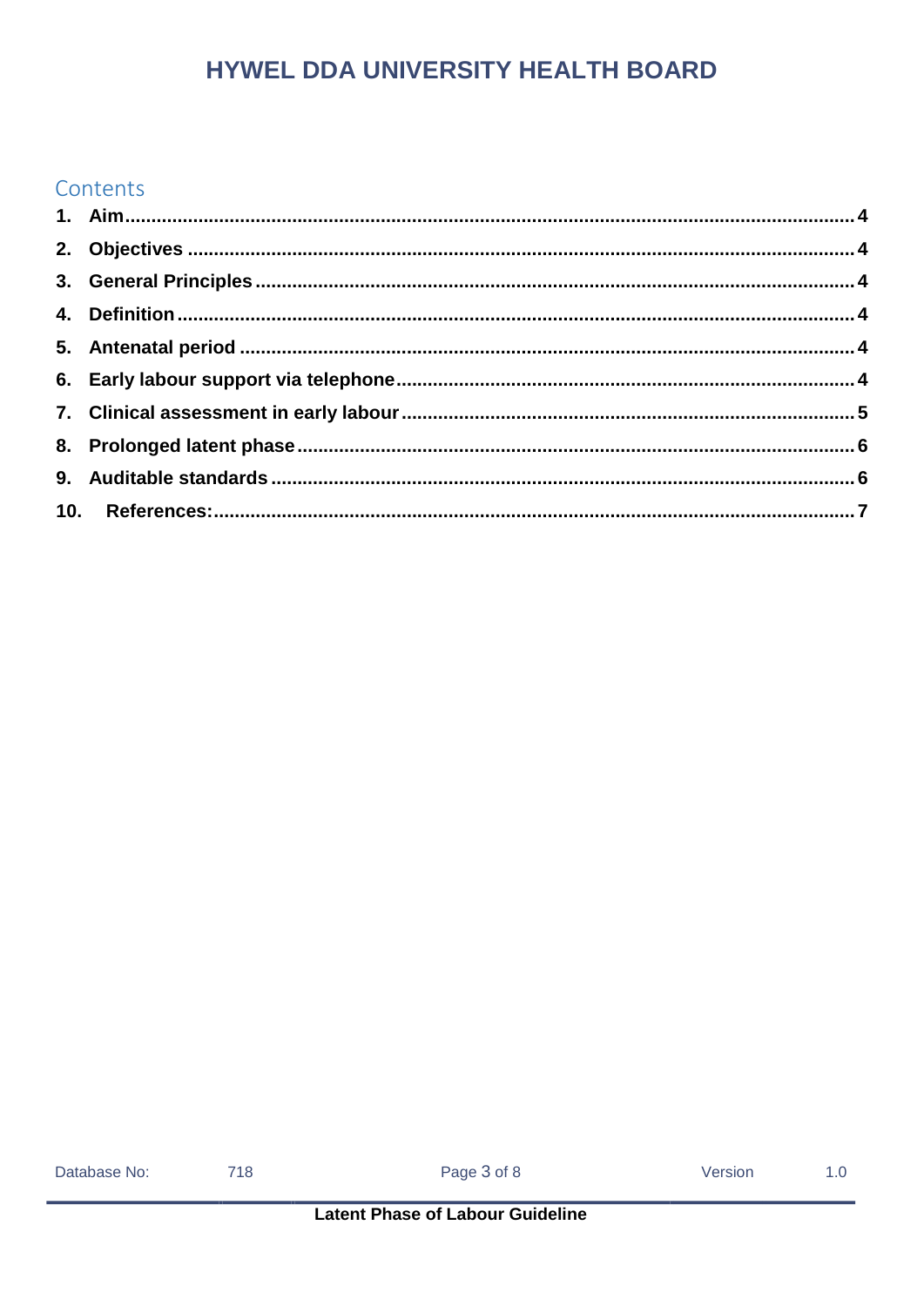## Contents

1. **Aim** ........ 4
2. **Objectives** ........ 4
3. **General Principles** ........ 4
4. **Definition** ........ 4
5. **Antenatal period** ........ 4
6. **Early labour support via telephone** ........ 4
7. **Clinical assessment in early labour** ........ 5
8. **Prolonged latent phase** ........ 6
9. **Auditable standards** ........ 6
10. **References:** ........ 7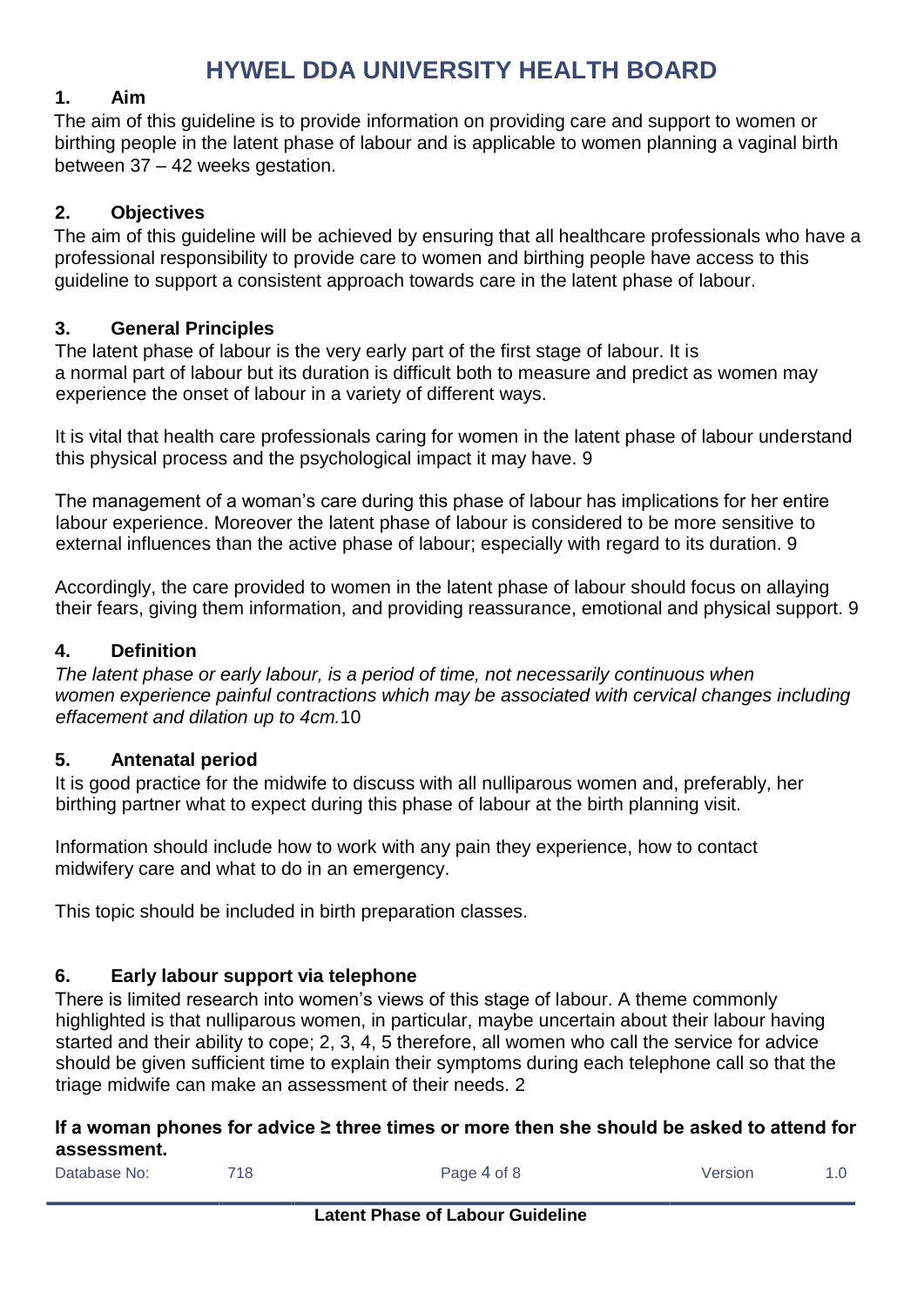# HYWEL DDA UNIVERSITY HEALTH BOARD

## 1. Aim

The aim of this guideline is to provide information on providing care and support to women or birthing people in the latent phase of labour and is applicable to women planning a vaginal birth between 37 – 42 weeks gestation.

## 2. Objectives

The aim of this guideline will be achieved by ensuring that all healthcare professionals who have a professional responsibility to provide care to women and birthing people have access to this guideline to support a consistent approach towards care in the latent phase of labour.

## 3. General Principles

The latent phase of labour is the very early part of the first stage of labour. It is a normal part of labour but its duration is difficult both to measure and predict as women may experience the onset of labour in a variety of different ways.

It is vital that health care professionals caring for women in the latent phase of labour understand this physical process and the psychological impact it may have. 9

The management of a woman's care during this phase of labour has implications for her entire labour experience. Moreover the latent phase of labour is considered to be more sensitive to external influences than the active phase of labour; especially with regard to its duration. 9

Accordingly, the care provided to women in the latent phase of labour should focus on allaying their fears, giving them information, and providing reassurance, emotional and physical support. 9

## 4. Definition

*The latent phase or early labour, is a period of time, not necessarily continuous when women experience painful contractions which may be associated with cervical changes including effacement and dilation up to 4cm.*10

## 5. Antenatal period

It is good practice for the midwife to discuss with all nulliparous women and, preferably, her birthing partner what to expect during this phase of labour at the birth planning visit.

Information should include how to work with any pain they experience, how to contact midwifery care and what to do in an emergency.

This topic should be included in birth preparation classes.

## 6. Early labour support via telephone

There is limited research into women's views of this stage of labour. A theme commonly highlighted is that nulliparous women, in particular, maybe uncertain about their labour having started and their ability to cope; 2, 3, 4, 5 therefore, all women who call the service for advice should be given sufficient time to explain their symptoms during each telephone call so that the triage midwife can make an assessment of their needs. 2

**If a woman phones for advice ≥ three times or more then she should be asked to attend for assessment.**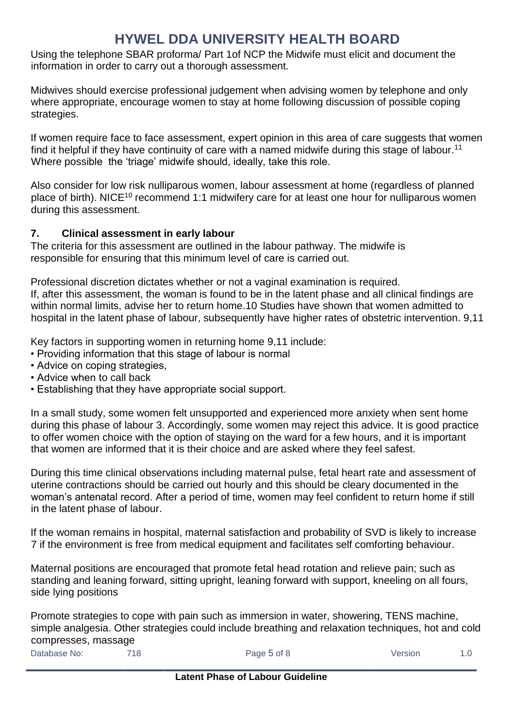Using the telephone SBAR proforma/ Part 1of NCP the Midwife must elicit and document the information in order to carry out a thorough assessment.

Midwives should exercise professional judgement when advising women by telephone and only where appropriate, encourage women to stay at home following discussion of possible coping strategies.

If women require face to face assessment, expert opinion in this area of care suggests that women find it helpful if they have continuity of care with a named midwife during this stage of labour.[11] Where possible the 'triage' midwife should, ideally, take this role.

Also consider for low risk nulliparous women, labour assessment at home (regardless of planned place of birth). NICE[10] recommend 1:1 midwifery care for at least one hour for nulliparous women during this assessment.

## 7. Clinical assessment in early labour

The criteria for this assessment are outlined in the labour pathway. The midwife is responsible for ensuring that this minimum level of care is carried out.

Professional discretion dictates whether or not a vaginal examination is required.
If, after this assessment, the woman is found to be in the latent phase and all clinical findings are within normal limits, advise her to return home.10 Studies have shown that women admitted to hospital in the latent phase of labour, subsequently have higher rates of obstetric intervention. 9,11

Key factors in supporting women in returning home 9,11 include:

- Providing information that this stage of labour is normal
- Advice on coping strategies,
- Advice when to call back
- Establishing that they have appropriate social support.

In a small study, some women felt unsupported and experienced more anxiety when sent home during this phase of labour 3. Accordingly, some women may reject this advice. It is good practice to offer women choice with the option of staying on the ward for a few hours, and it is important that women are informed that it is their choice and are asked where they feel safest.

During this time clinical observations including maternal pulse, fetal heart rate and assessment of uterine contractions should be carried out hourly and this should be cleary documented in the woman's antenatal record. After a period of time, women may feel confident to return home if still in the latent phase of labour.

If the woman remains in hospital, maternal satisfaction and probability of SVD is likely to increase 7 if the environment is free from medical equipment and facilitates self comforting behaviour.

Maternal positions are encouraged that promote fetal head rotation and relieve pain; such as standing and leaning forward, sitting upright, leaning forward with support, kneeling on all fours, side lying positions

Promote strategies to cope with pain such as immersion in water, showering, TENS machine, simple analgesia. Other strategies could include breathing and relaxation techniques, hot and cold compresses, massage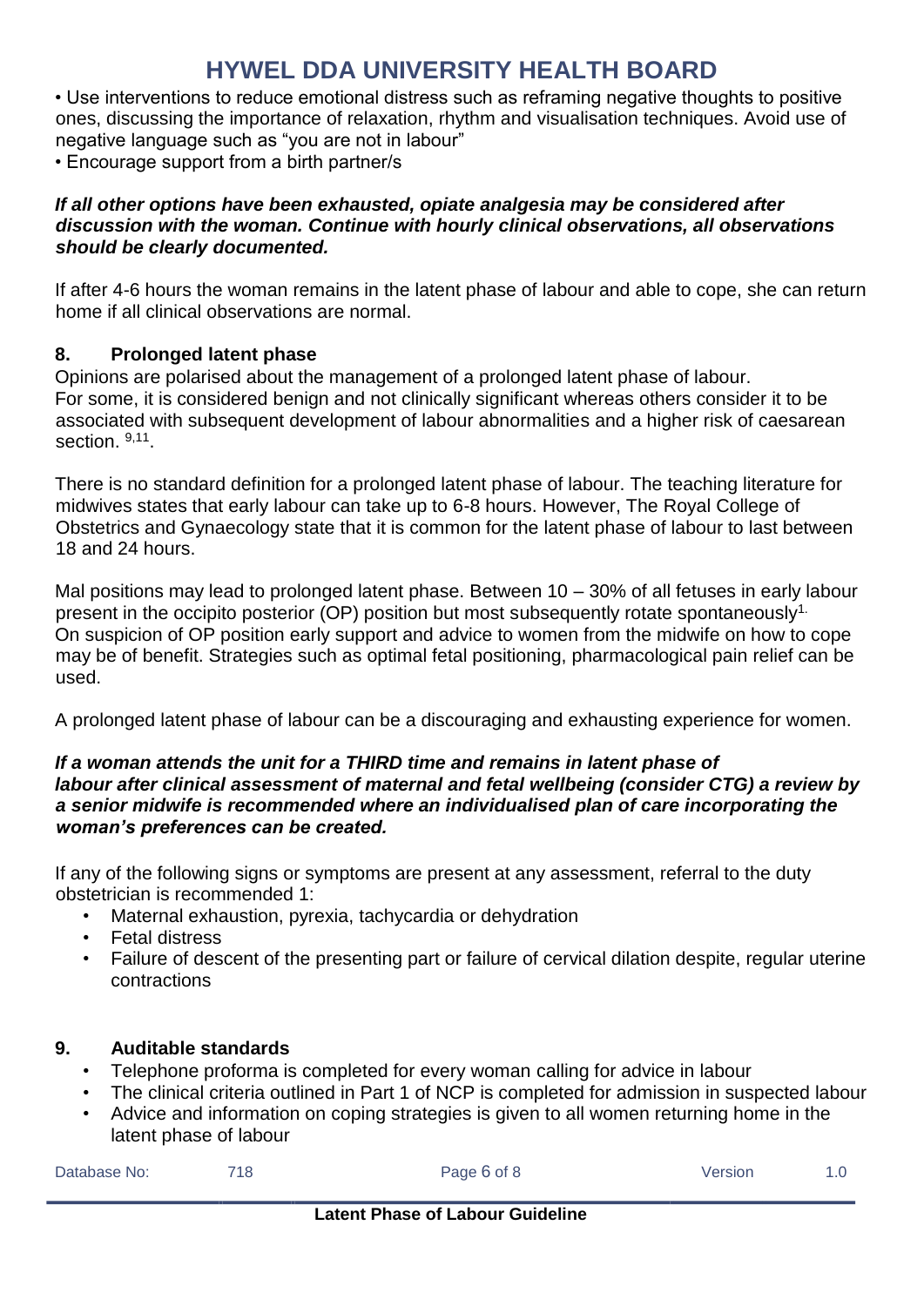• Use interventions to reduce emotional distress such as reframing negative thoughts to positive ones, discussing the importance of relaxation, rhythm and visualisation techniques. Avoid use of negative language such as "you are not in labour"

• Encourage support from a birth partner/s

***If all other options have been exhausted, opiate analgesia may be considered after discussion with the woman. Continue with hourly clinical observations, all observations should be clearly documented.***

If after 4-6 hours the woman remains in the latent phase of labour and able to cope, she can return home if all clinical observations are normal.

## 8. Prolonged latent phase

Opinions are polarised about the management of a prolonged latent phase of labour. For some, it is considered benign and not clinically significant whereas others consider it to be associated with subsequent development of labour abnormalities and a higher risk of caesarean section. [9,11].

There is no standard definition for a prolonged latent phase of labour. The teaching literature for midwives states that early labour can take up to 6-8 hours. However, The Royal College of Obstetrics and Gynaecology state that it is common for the latent phase of labour to last between 18 and 24 hours.

Mal positions may lead to prolonged latent phase. Between 10 – 30% of all fetuses in early labour present in the occipito posterior (OP) position but most subsequently rotate spontaneously[1]. On suspicion of OP position early support and advice to women from the midwife on how to cope may be of benefit. Strategies such as optimal fetal positioning, pharmacological pain relief can be used.

A prolonged latent phase of labour can be a discouraging and exhausting experience for women.

***If a woman attends the unit for a THIRD time and remains in latent phase of labour after clinical assessment of maternal and fetal wellbeing (consider CTG) a review by a senior midwife is recommended where an individualised plan of care incorporating the woman's preferences can be created.***

If any of the following signs or symptoms are present at any assessment, referral to the duty obstetrician is recommended 1:

- Maternal exhaustion, pyrexia, tachycardia or dehydration
- Fetal distress
- Failure of descent of the presenting part or failure of cervical dilation despite, regular uterine contractions

## 9. Auditable standards

- Telephone proforma is completed for every woman calling for advice in labour
- The clinical criteria outlined in Part 1 of NCP is completed for admission in suspected labour
- Advice and information on coping strategies is given to all women returning home in the latent phase of labour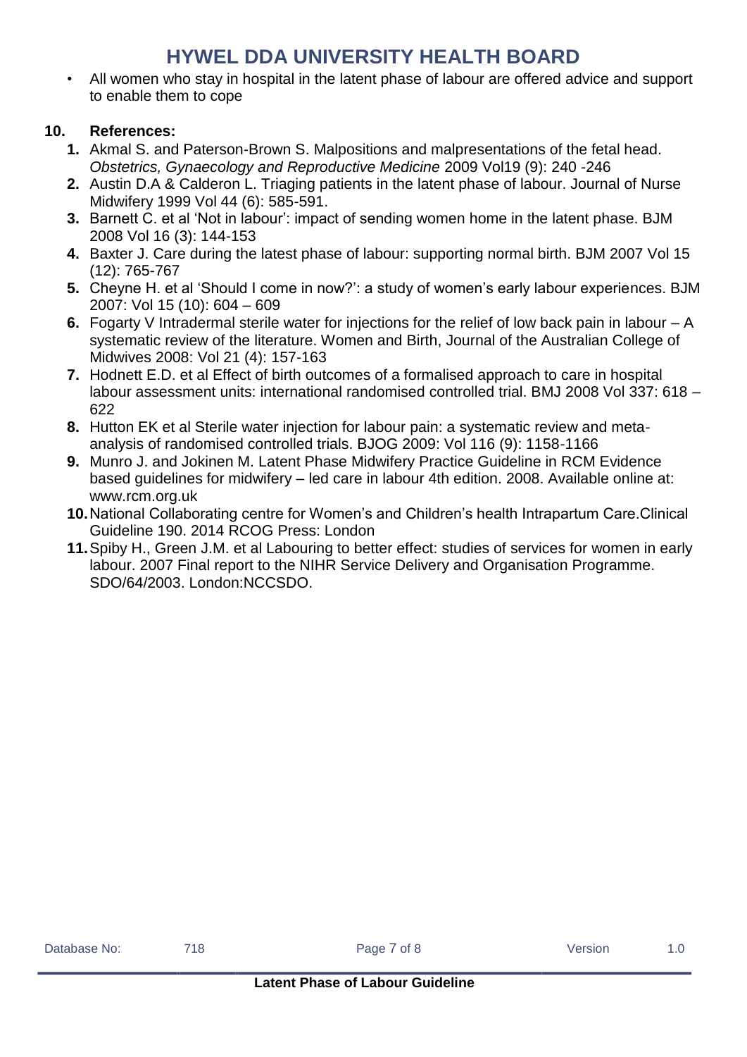- All women who stay in hospital in the latent phase of labour are offered advice and support to enable them to cope

## 10. References:

1. Akmal S. and Paterson-Brown S. Malpositions and malpresentations of the fetal head. *Obstetrics, Gynaecology and Reproductive Medicine* 2009 Vol19 (9): 240 -246
2. Austin D.A & Calderon L. Triaging patients in the latent phase of labour. Journal of Nurse Midwifery 1999 Vol 44 (6): 585-591.
3. Barnett C. et al 'Not in labour': impact of sending women home in the latent phase. BJM 2008 Vol 16 (3): 144-153
4. Baxter J. Care during the latest phase of labour: supporting normal birth. BJM 2007 Vol 15 (12): 765-767
5. Cheyne H. et al 'Should I come in now?': a study of women's early labour experiences. BJM 2007: Vol 15 (10): 604 – 609
6. Fogarty V Intradermal sterile water for injections for the relief of low back pain in labour – A systematic review of the literature. Women and Birth, Journal of the Australian College of Midwives 2008: Vol 21 (4): 157-163
7. Hodnett E.D. et al Effect of birth outcomes of a formalised approach to care in hospital labour assessment units: international randomised controlled trial. BMJ 2008 Vol 337: 618 – 622
8. Hutton EK et al Sterile water injection for labour pain: a systematic review and meta-analysis of randomised controlled trials. BJOG 2009: Vol 116 (9): 1158-1166
9. Munro J. and Jokinen M. Latent Phase Midwifery Practice Guideline in RCM Evidence based guidelines for midwifery – led care in labour 4th edition. 2008. Available online at: www.rcm.org.uk
10. National Collaborating centre for Women's and Children's health Intrapartum Care.Clinical Guideline 190. 2014 RCOG Press: London
11. Spiby H., Green J.M. et al Labouring to better effect: studies of services for women in early labour. 2007 Final report to the NIHR Service Delivery and Organisation Programme. SDO/64/2003. London:NCCSDO.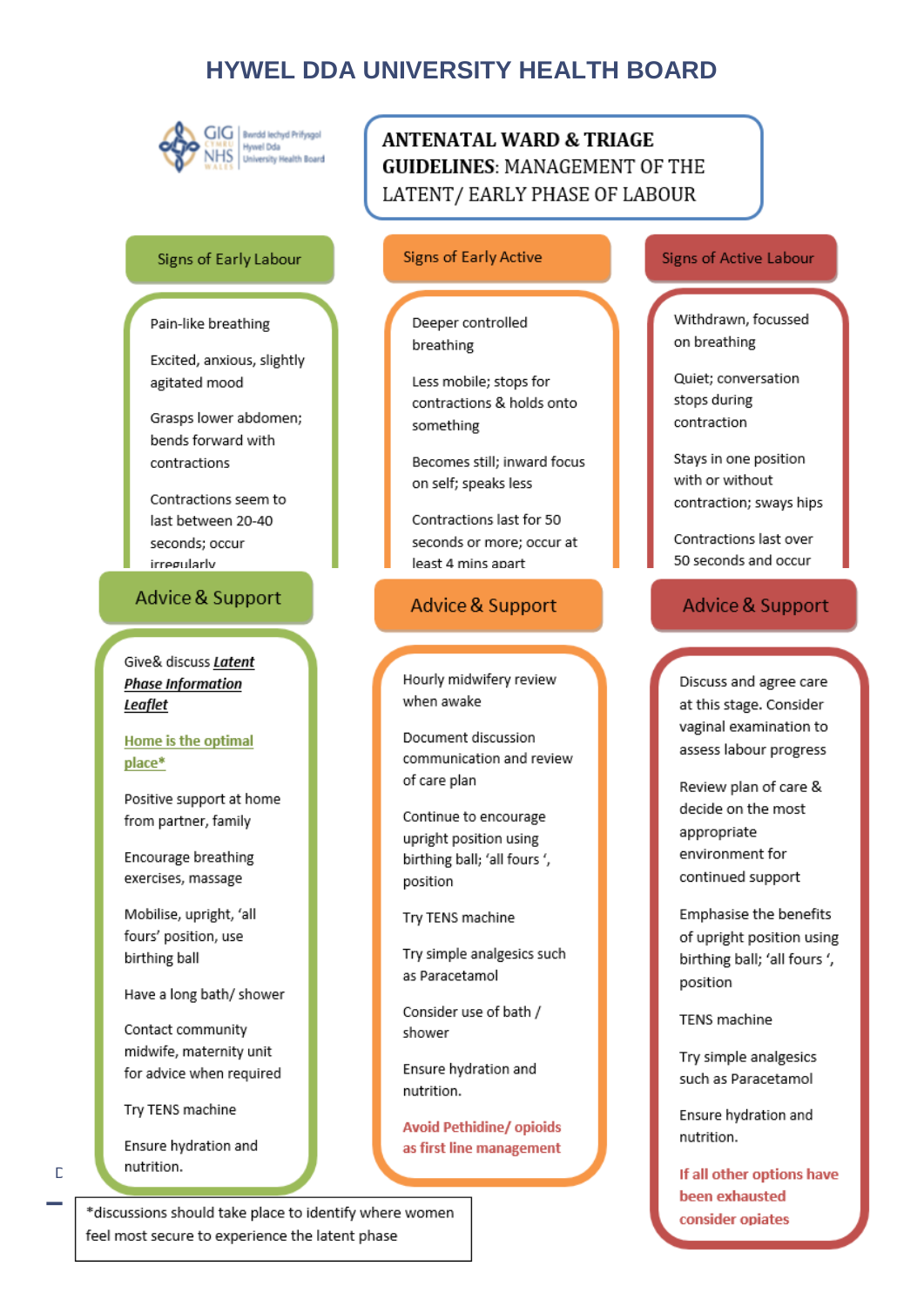# HYWEL DDA UNIVERSITY HEALTH BOARD

**ANTENATAL WARD & TRIAGE GUIDELINES**: MANAGEMENT OF THE LATENT/ EARLY PHASE OF LABOUR

## Signs of Early Labour

Pain-like breathing

Excited, anxious, slightly agitated mood

Grasps lower abdomen; bends forward with contractions

Contractions seem to last between 20-40 seconds; occur irregularly

## Advice & Support

Give& discuss ***Latent Phase Information Leaflet***

**Home is the optimal place***

Positive support at home from partner, family

Encourage breathing exercises, massage

Mobilise, upright, 'all fours' position, use birthing ball

Have a long bath/ shower

Contact community midwife, maternity unit for advice when required

Try TENS machine

Ensure hydration and nutrition.

*discussions should take place to identify where women feel most secure to experience the latent phase

## Signs of Early Active

Deeper controlled breathing

Less mobile; stops for contractions & holds onto something

Becomes still; inward focus on self; speaks less

Contractions last for 50 seconds or more; occur at least 4 mins apart

## Advice & Support

Hourly midwifery review when awake

Document discussion communication and review of care plan

Continue to encourage upright position using birthing ball; 'all fours ', position

Try TENS machine

Try simple analgesics such as Paracetamol

Consider use of bath / shower

Ensure hydration and nutrition.

**Avoid Pethidine/ opioids as first line management**

## Signs of Active Labour

Withdrawn, focussed on breathing

Quiet; conversation stops during contraction

Stays in one position with or without contraction; sways hips

Contractions last over 50 seconds and occur

## Advice & Support

Discuss and agree care at this stage. Consider vaginal examination to assess labour progress

Review plan of care & decide on the most appropriate environment for continued support

Emphasise the benefits of upright position using birthing ball; 'all fours ', position

TENS machine

Try simple analgesics such as Paracetamol

Ensure hydration and nutrition.

**If all other options have been exhausted consider opiates**